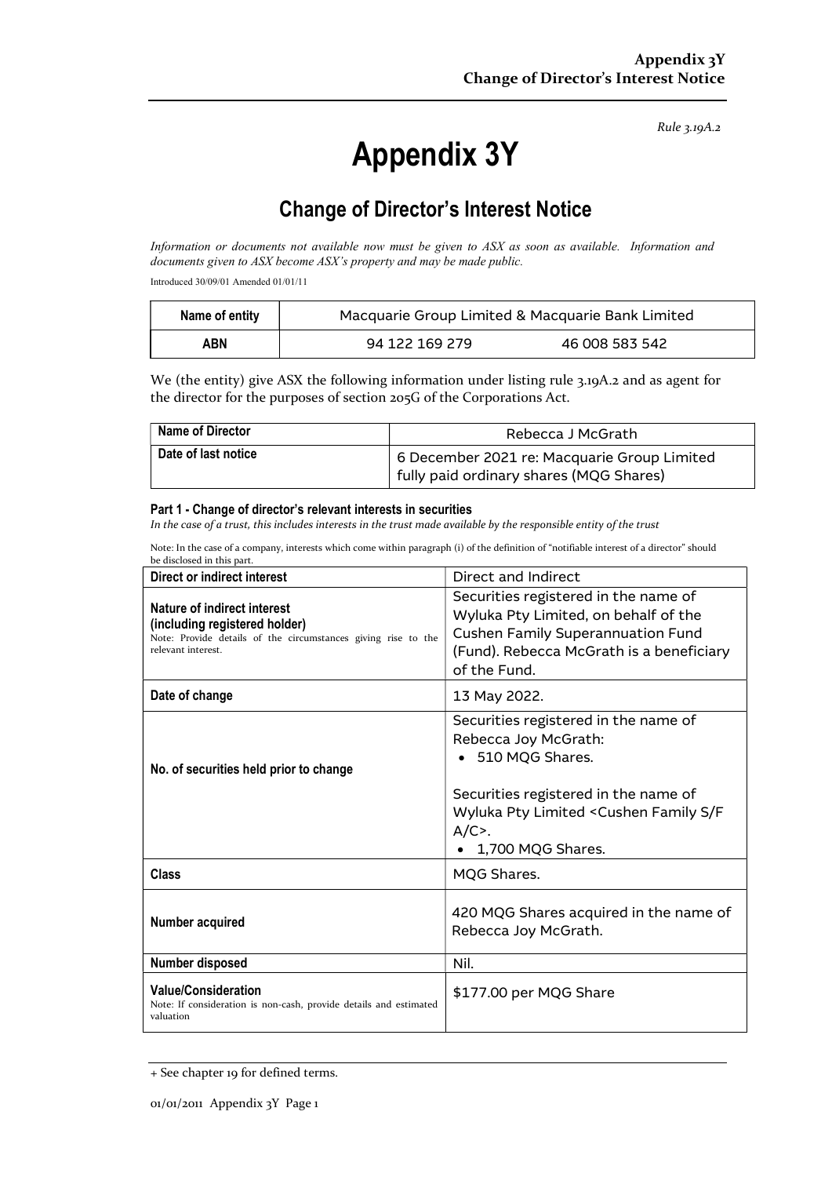*Rule 3.19A.2*

# Appendix 3Y

## Change of Director's Interest Notice

*Information or documents not available now must be given to ASX as soon as available. Information and documents given to ASX become ASX's property and may be made public.*

Introduced 30/09/01 Amended 01/01/11

| Name of entity | Macquarie Group Limited & Macquarie Bank Limited | |
|---|---|---|
| ABN | 94 122 169 279 | 46 008 583 542 |

We (the entity) give ASX the following information under listing rule 3.19A.2 and as agent for the director for the purposes of section 205G of the Corporations Act.

| Name of Director | Rebecca J McGrath |
|---|---|
| Date of last notice | 6 December 2021 re: Macquarie Group Limited fully paid ordinary shares (MQG Shares) |

#### Part 1 - Change of director's relevant interests in securities

*In the case of a trust, this includes interests in the trust made available by the responsible entity of the trust*

Note: In the case of a company, interests which come within paragraph (i) of the definition of "notifiable interest of a director" should be disclosed in this part.

| Direct or indirect interest | Direct and Indirect |
|---|---|
| **Nature of indirect interest (including registered holder)**<br>Note: Provide details of the circumstances giving rise to the relevant interest. | Securities registered in the name of Wyluka Pty Limited, on behalf of the Cushen Family Superannuation Fund (Fund). Rebecca McGrath is a beneficiary of the Fund. |
| **Date of change** | 13 May 2022. |
| **No. of securities held prior to change** | Securities registered in the name of Rebecca Joy McGrath:<br>• 510 MQG Shares.<br><br>Securities registered in the name of Wyluka Pty Limited <Cushen Family S/F A/C>.<br>• 1,700 MQG Shares. |
| **Class** | MQG Shares. |
| **Number acquired** | 420 MQG Shares acquired in the name of Rebecca Joy McGrath. |
| **Number disposed** | Nil. |
| **Value/Consideration**<br>Note: If consideration is non-cash, provide details and estimated valuation | $177.00 per MQG Share |

+ See chapter 19 for defined terms.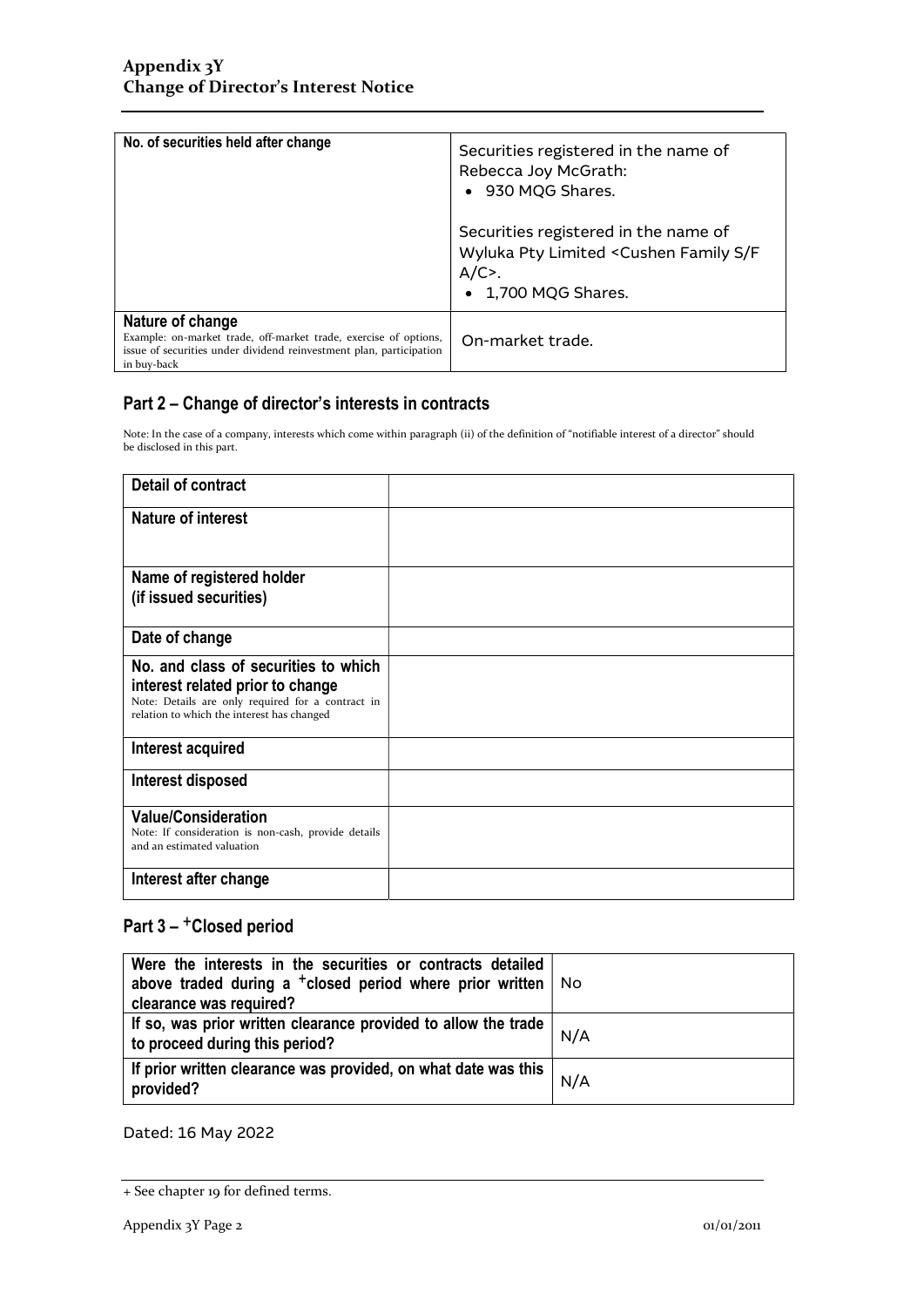| | |
|---|---|
| **No. of securities held after change** | Securities registered in the name of Rebecca Joy McGrath:<br>• 930 MQG Shares.<br><br>Securities registered in the name of Wyluka Pty Limited <Cushen Family S/F A/C>.<br>• 1,700 MQG Shares. |
| **Nature of change**<br>Example: on-market trade, off-market trade, exercise of options, issue of securities under dividend reinvestment plan, participation in buy-back | On-market trade. |

## Part 2 – Change of director's interests in contracts

Note: In the case of a company, interests which come within paragraph (ii) of the definition of "notifiable interest of a director" should be disclosed in this part.

| | |
|---|---|
| **Detail of contract** | |
| **Nature of interest** | |
| **Name of registered holder (if issued securities)** | |
| **Date of change** | |
| **No. and class of securities to which interest related prior to change**<br>Note: Details are only required for a contract in relation to which the interest has changed | |
| **Interest acquired** | |
| **Interest disposed** | |
| **Value/Consideration**<br>Note: If consideration is non-cash, provide details and an estimated valuation | |
| **Interest after change** | |

## Part 3 – +Closed period

| | |
|---|---|
| **Were the interests in the securities or contracts detailed above traded during a +closed period where prior written clearance was required?** | No |
| **If so, was prior written clearance provided to allow the trade to proceed during this period?** | N/A |
| **If prior written clearance was provided, on what date was this provided?** | N/A |

Dated: 16 May 2022

+ See chapter 19 for defined terms.